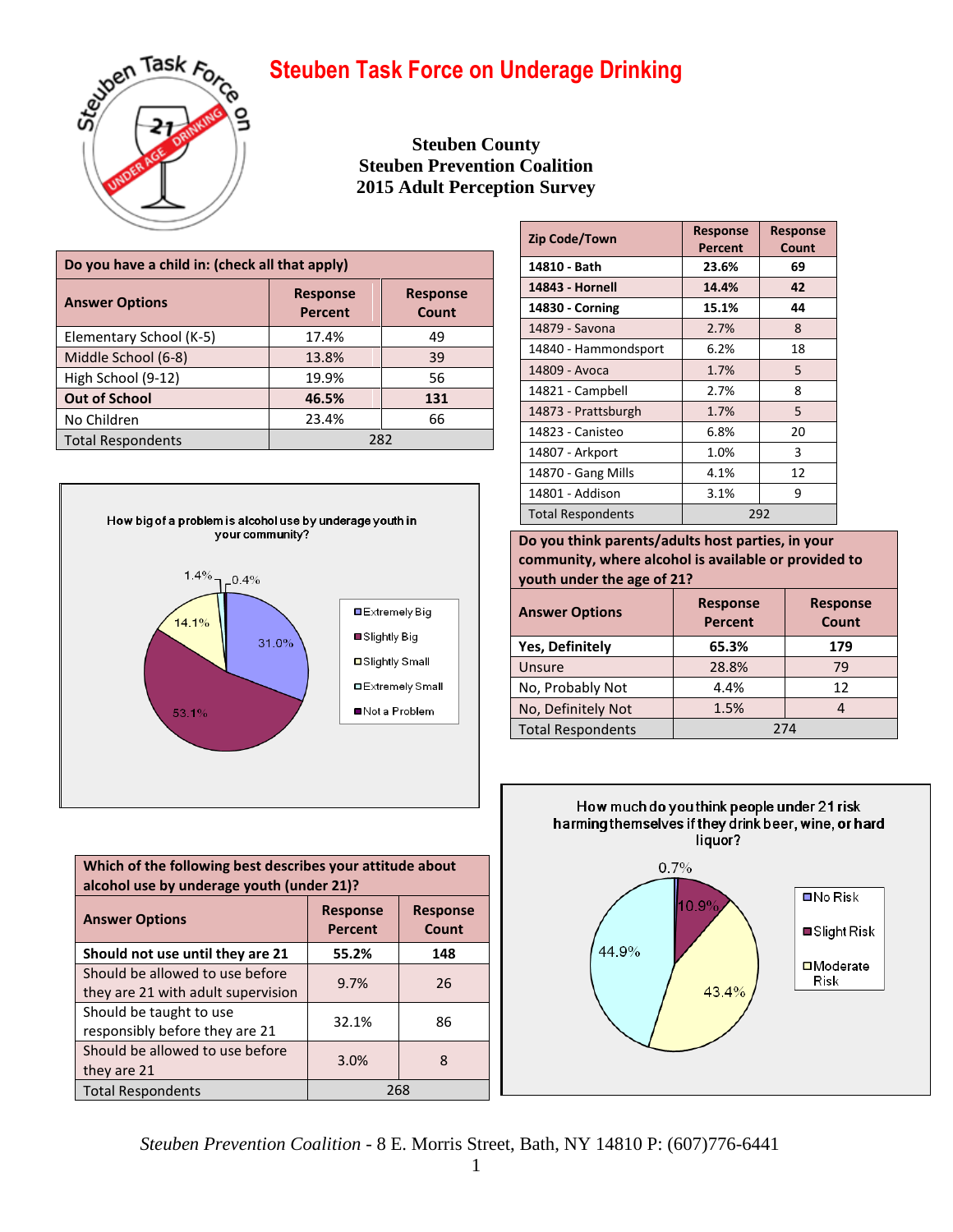# Steuben Task Force on Underage Drinking

**Steuben County**
**Steuben Prevention Coalition**
**2015 Adult Perception Survey**

| Do you have a child in: (check all that apply) | | |
|---|---|---|
| **Answer Options** | **Response Percent** | **Response Count** |
| Elementary School (K-5) | 17.4% | 49 |
| Middle School (6-8) | 13.8% | 39 |
| High School (9-12) | 19.9% | 56 |
| **Out of School** | **46.5%** | **131** |
| No Children | 23.4% | 66 |
| Total Respondents | 282 | |

| Zip Code/Town | Response Percent | Response Count |
|---|---|---|
| **14810 - Bath** | **23.6%** | **69** |
| **14843 - Hornell** | **14.4%** | **42** |
| **14830 - Corning** | **15.1%** | **44** |
| 14879 - Savona | 2.7% | 8 |
| 14840 - Hammondsport | 6.2% | 18 |
| 14809 - Avoca | 1.7% | 5 |
| 14821 - Campbell | 2.7% | 8 |
| 14873 - Prattsburgh | 1.7% | 5 |
| 14823 - Canisteo | 6.8% | 20 |
| 14807 - Arkport | 1.0% | 3 |
| 14870 - Gang Mills | 4.1% | 12 |
| 14801 - Addison | 3.1% | 9 |
| Total Respondents | 292 | |

How big of a problem is alcohol use by underage youth in your community?

| Answer | Percent |
|---|---|
| Extremely Big | 31.0% |
| Slightly Big | 53.1% |
| Slightly Small | 14.1% |
| Extremely Small | 1.4% |
| Not a Problem | 0.4% |

| Do you think parents/adults host parties, in your community, where alcohol is available or provided to youth under the age of 21? | | |
|---|---|---|
| **Answer Options** | **Response Percent** | **Response Count** |
| **Yes, Definitely** | **65.3%** | **179** |
| Unsure | 28.8% | 79 |
| No, Probably Not | 4.4% | 12 |
| No, Definitely Not | 1.5% | 4 |
| Total Respondents | 274 | |

| Which of the following best describes your attitude about alcohol use by underage youth (under 21)? | | |
|---|---|---|
| **Answer Options** | **Response Percent** | **Response Count** |
| **Should not use until they are 21** | **55.2%** | **148** |
| Should be allowed to use before they are 21 with adult supervision | 9.7% | 26 |
| Should be taught to use responsibly before they are 21 | 32.1% | 86 |
| Should be allowed to use before they are 21 | 3.0% | 8 |
| Total Respondents | 268 | |

How much do you think people under 21 risk harming themselves if they drink beer, wine, or hard liquor?

| Answer | Percent |
|---|---|
| No Risk | 0.7% |
| Slight Risk | 10.9% |
| Moderate Risk | 43.4% |
| (unlabeled) | 44.9% |

*Steuben Prevention Coalition* - 8 E. Morris Street, Bath, NY 14810 P: (607)776-6441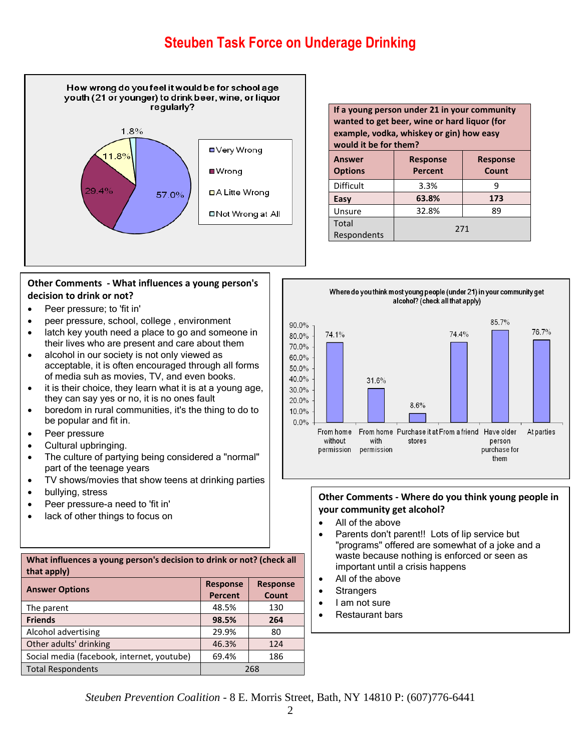# Steuben Task Force on Underage Drinking

**How wrong do you feel it would be for school age youth (21 or younger) to drink beer, wine, or liquor regularly?**

- Very Wrong: 57.0%
- Wrong: 29.4%
- A Litte Wrong: 11.8%
- Not Wrong at All: 1.8%

| If a young person under 21 in your community wanted to get beer, wine or hard liquor (for example, vodka, whiskey or gin) how easy would it be for them? | | |
|---|---|---|
| **Answer Options** | **Response Percent** | **Response Count** |
| Difficult | 3.3% | 9 |
| **Easy** | **63.8%** | **173** |
| Unsure | 32.8% | 89 |
| Total Respondents | 271 | |

**Other Comments - What influences a young person's decision to drink or not?**

- Peer pressure; to 'fit in'
- peer pressure, school, college , environment
- latch key youth need a place to go and someone in their lives who are present and care about them
- alcohol in our society is not only viewed as acceptable, it is often encouraged through all forms of media suh as movies, TV, and even books.
- it is their choice, they learn what it is at a young age, they can say yes or no, it is no ones fault
- boredom in rural communities, it's the thing to do to be popular and fit in.
- Peer pressure
- Cultural upbringing.
- The culture of partying being considered a "normal" part of the teenage years
- TV shows/movies that show teens at drinking parties
- bullying, stress
- Peer pressure-a need to 'fit in'
- lack of other things to focus on

**Where do you think most young people (under 21) in your community get alcohol? (check all that apply)**

| Source | Percent |
|---|---|
| From home without permission | 74.1% |
| From home with permission | 31.6% |
| Purchase it at stores | 8.6% |
| From a friend | 74.4% |
| Have older person purchase for them | 85.7% |
| At parties | 76.7% |

**Other Comments - Where do you think young people in your community get alcohol?**

- All of the above
- Parents don't parent!! Lots of lip service but "programs" offered are somewhat of a joke and a waste because nothing is enforced or seen as important until a crisis happens
- All of the above
- Strangers
- I am not sure
- Restaurant bars

| What influences a young person's decision to drink or not? (check all that apply) | | |
|---|---|---|
| **Answer Options** | **Response Percent** | **Response Count** |
| The parent | 48.5% | 130 |
| **Friends** | **98.5%** | **264** |
| Alcohol advertising | 29.9% | 80 |
| Other adults' drinking | 46.3% | 124 |
| Social media (facebook, internet, youtube) | 69.4% | 186 |
| Total Respondents | 268 | |

*Steuben Prevention Coalition* - 8 E. Morris Street, Bath, NY 14810 P: (607)776-6441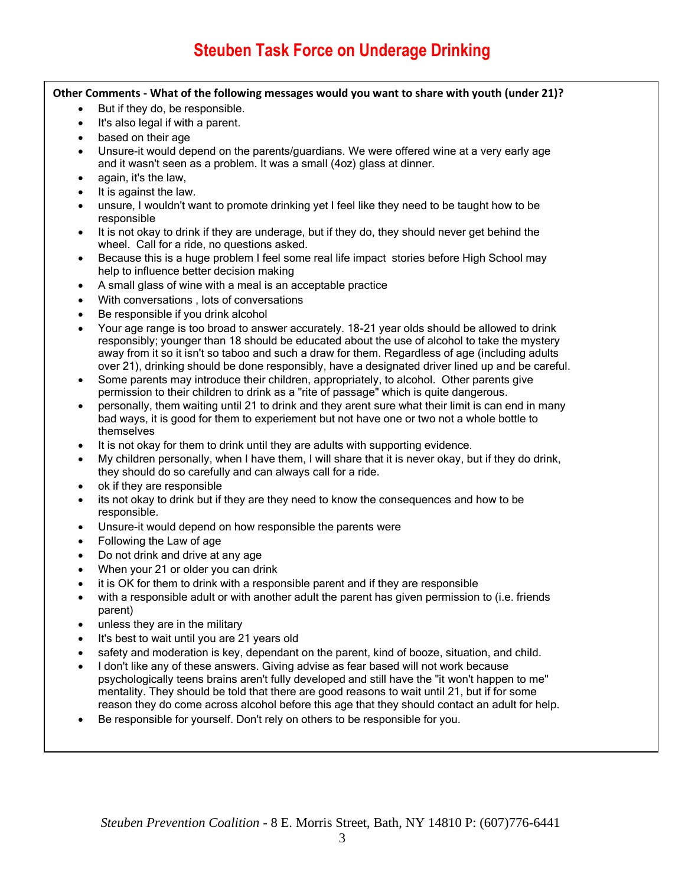# Steuben Task Force on Underage Drinking

**Other Comments - What of the following messages would you want to share with youth (under 21)?**

- But if they do, be responsible.
- It's also legal if with a parent.
- based on their age
- Unsure-it would depend on the parents/guardians. We were offered wine at a very early age and it wasn't seen as a problem. It was a small (4oz) glass at dinner.
- again, it's the law,
- It is against the law.
- unsure, I wouldn't want to promote drinking yet I feel like they need to be taught how to be responsible
- It is not okay to drink if they are underage, but if they do, they should never get behind the wheel. Call for a ride, no questions asked.
- Because this is a huge problem I feel some real life impact stories before High School may help to influence better decision making
- A small glass of wine with a meal is an acceptable practice
- With conversations , lots of conversations
- Be responsible if you drink alcohol
- Your age range is too broad to answer accurately. 18-21 year olds should be allowed to drink responsibly; younger than 18 should be educated about the use of alcohol to take the mystery away from it so it isn't so taboo and such a draw for them. Regardless of age (including adults over 21), drinking should be done responsibly, have a designated driver lined up and be careful.
- Some parents may introduce their children, appropriately, to alcohol. Other parents give permission to their children to drink as a "rite of passage" which is quite dangerous.
- personally, them waiting until 21 to drink and they arent sure what their limit is can end in many bad ways, it is good for them to experiement but not have one or two not a whole bottle to themselves
- It is not okay for them to drink until they are adults with supporting evidence.
- My children personally, when I have them, I will share that it is never okay, but if they do drink, they should do so carefully and can always call for a ride.
- ok if they are responsible
- its not okay to drink but if they are they need to know the consequences and how to be responsible.
- Unsure-it would depend on how responsible the parents were
- Following the Law of age
- Do not drink and drive at any age
- When your 21 or older you can drink
- it is OK for them to drink with a responsible parent and if they are responsible
- with a responsible adult or with another adult the parent has given permission to (i.e. friends parent)
- unless they are in the military
- It's best to wait until you are 21 years old
- safety and moderation is key, dependant on the parent, kind of booze, situation, and child.
- I don't like any of these answers. Giving advise as fear based will not work because psychologically teens brains aren't fully developed and still have the "it won't happen to me" mentality. They should be told that there are good reasons to wait until 21, but if for some reason they do come across alcohol before this age that they should contact an adult for help.
- Be responsible for yourself. Don't rely on others to be responsible for you.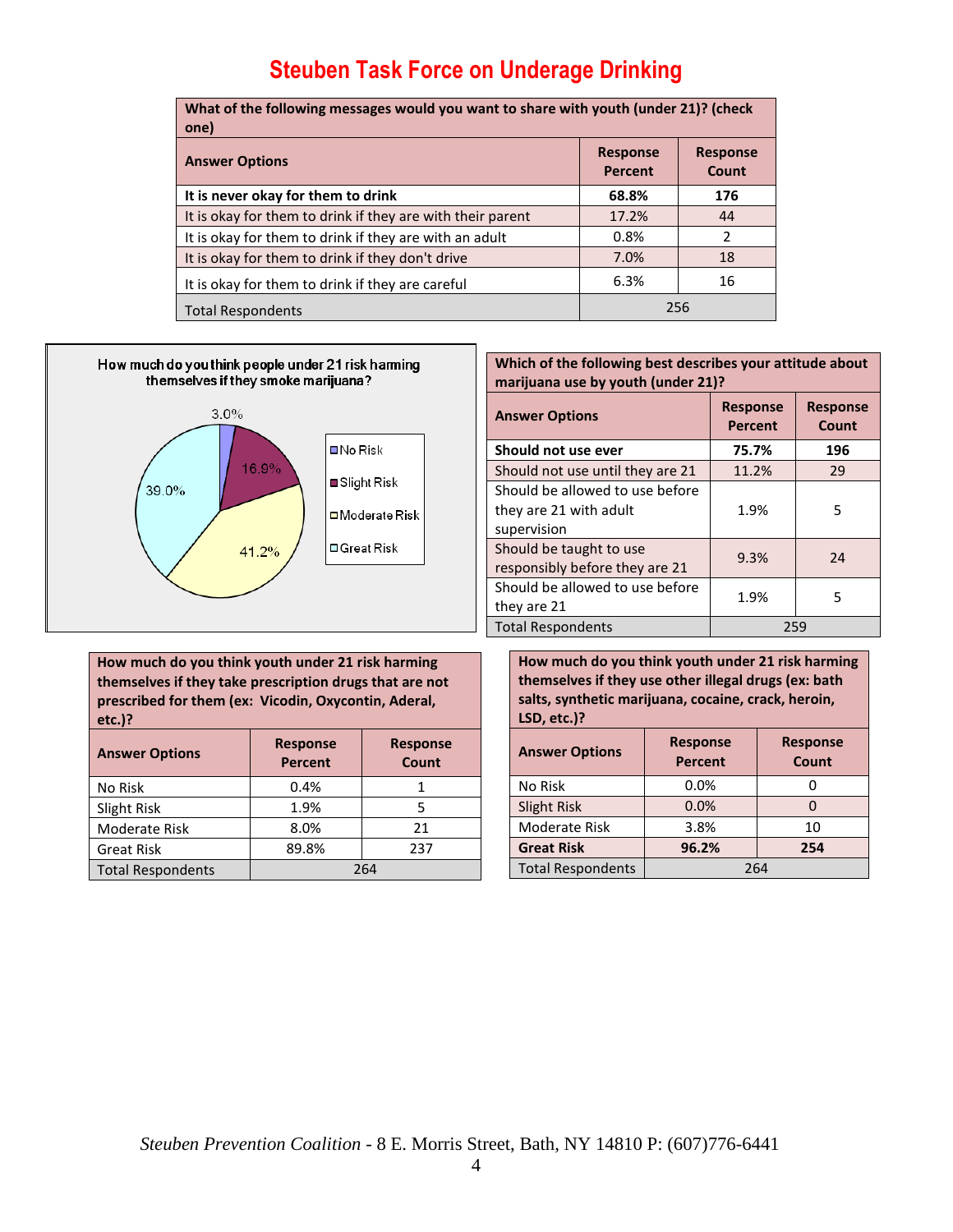# Steuben Task Force on Underage Drinking

| What of the following messages would you want to share with youth (under 21)? (check one) | | |
|---|---|---|
| **Answer Options** | **Response Percent** | **Response Count** |
| **It is never okay for them to drink** | **68.8%** | **176** |
| It is okay for them to drink if they are with their parent | 17.2% | 44 |
| It is okay for them to drink if they are with an adult | 0.8% | 2 |
| It is okay for them to drink if they don't drive | 7.0% | 18 |
| It is okay for them to drink if they are careful | 6.3% | 16 |
| Total Respondents | 256 | |

How much do you think people under 21 risk harming themselves if they smoke marijuana?

- No Risk: 3.0%
- Slight Risk: 16.9%
- Moderate Risk: 41.2%
- Great Risk: 39.0%

| Which of the following best describes your attitude about marijuana use by youth (under 21)? | | |
|---|---|---|
| **Answer Options** | **Response Percent** | **Response Count** |
| **Should not use ever** | **75.7%** | **196** |
| Should not use until they are 21 | 11.2% | 29 |
| Should be allowed to use before they are 21 with adult supervision | 1.9% | 5 |
| Should be taught to use responsibly before they are 21 | 9.3% | 24 |
| Should be allowed to use before they are 21 | 1.9% | 5 |
| Total Respondents | 259 | |

| How much do you think youth under 21 risk harming themselves if they take prescription drugs that are not prescribed for them (ex: Vicodin, Oxycontin, Aderal, etc.)? | | |
|---|---|---|
| **Answer Options** | **Response Percent** | **Response Count** |
| No Risk | 0.4% | 1 |
| Slight Risk | 1.9% | 5 |
| Moderate Risk | 8.0% | 21 |
| Great Risk | 89.8% | 237 |
| Total Respondents | 264 | |

| How much do you think youth under 21 risk harming themselves if they use other illegal drugs (ex: bath salts, synthetic marijuana, cocaine, crack, heroin, LSD, etc.)? | | |
|---|---|---|
| **Answer Options** | **Response Percent** | **Response Count** |
| No Risk | 0.0% | 0 |
| Slight Risk | 0.0% | 0 |
| Moderate Risk | 3.8% | 10 |
| **Great Risk** | **96.2%** | **254** |
| Total Respondents | 264 | |

*Steuben Prevention Coalition* - 8 E. Morris Street, Bath, NY 14810 P: (607)776-6441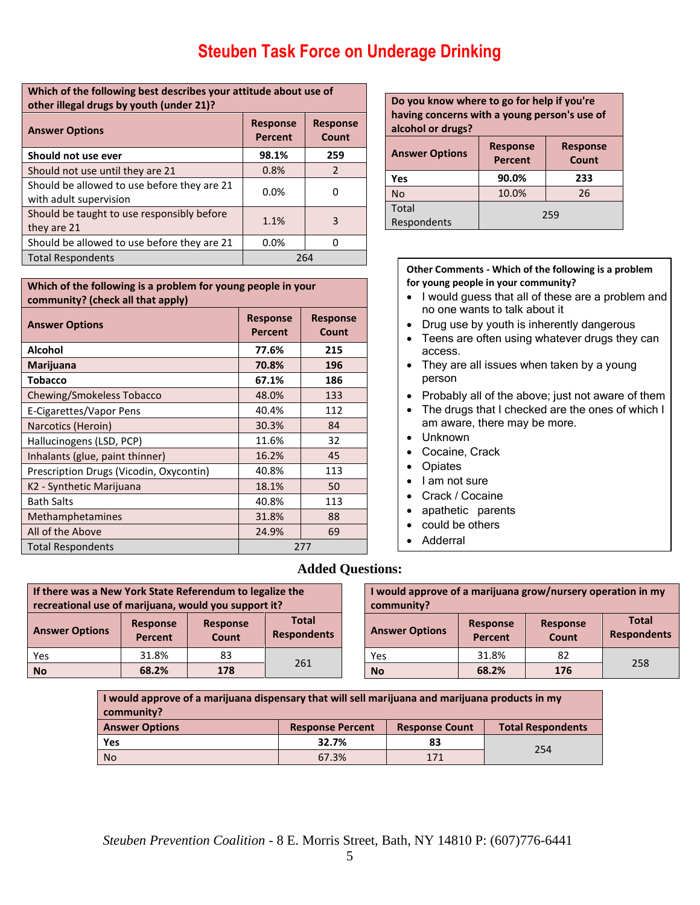# Steuben Task Force on Underage Drinking

| Which of the following best describes your attitude about use of other illegal drugs by youth (under 21)? | | |
|---|---|---|
| **Answer Options** | **Response Percent** | **Response Count** |
| **Should not use ever** | **98.1%** | **259** |
| Should not use until they are 21 | 0.8% | 2 |
| Should be allowed to use before they are 21 with adult supervision | 0.0% | 0 |
| Should be taught to use responsibly before they are 21 | 1.1% | 3 |
| Should be allowed to use before they are 21 | 0.0% | 0 |
| Total Respondents | 264 | |

| Which of the following is a problem for young people in your community? (check all that apply) | | |
|---|---|---|
| **Answer Options** | **Response Percent** | **Response Count** |
| **Alcohol** | **77.6%** | **215** |
| **Marijuana** | **70.8%** | **196** |
| **Tobacco** | **67.1%** | **186** |
| Chewing/Smokeless Tobacco | 48.0% | 133 |
| E-Cigarettes/Vapor Pens | 40.4% | 112 |
| Narcotics (Heroin) | 30.3% | 84 |
| Hallucinogens (LSD, PCP) | 11.6% | 32 |
| Inhalants (glue, paint thinner) | 16.2% | 45 |
| Prescription Drugs (Vicodin, Oxycontin) | 40.8% | 113 |
| K2 - Synthetic Marijuana | 18.1% | 50 |
| Bath Salts | 40.8% | 113 |
| Methamphetamines | 31.8% | 88 |
| All of the Above | 24.9% | 69 |
| Total Respondents | 277 | |

| Do you know where to go for help if you're having concerns with a young person's use of alcohol or drugs? | | |
|---|---|---|
| **Answer Options** | **Response Percent** | **Response Count** |
| **Yes** | **90.0%** | **233** |
| No | 10.0% | 26 |
| Total Respondents | 259 | |

**Other Comments - Which of the following is a problem for young people in your community?**

- I would guess that all of these are a problem and no one wants to talk about it
- Drug use by youth is inherently dangerous
- Teens are often using whatever drugs they can access.
- They are all issues when taken by a young person
- Probably all of the above; just not aware of them
- The drugs that I checked are the ones of which I am aware, there may be more.
- Unknown
- Cocaine, Crack
- Opiates
- I am not sure
- Crack / Cocaine
- apathetic parents
- could be others
- Adderral

## Added Questions:

| If there was a New York State Referendum to legalize the recreational use of marijuana, would you support it? | | | |
|---|---|---|---|
| **Answer Options** | **Response Percent** | **Response Count** | **Total Respondents** |
| Yes | 31.8% | 83 | 261 |
| **No** | **68.2%** | **178** | |

| I would approve of a marijuana grow/nursery operation in my community? | | | |
|---|---|---|---|
| **Answer Options** | **Response Percent** | **Response Count** | **Total Respondents** |
| Yes | 31.8% | 82 | 258 |
| **No** | **68.2%** | **176** | |

| I would approve of a marijuana dispensary that will sell marijuana and marijuana products in my community? | | | |
|---|---|---|---|
| **Answer Options** | **Response Percent** | **Response Count** | **Total Respondents** |
| **Yes** | **32.7%** | **83** | 254 |
| No | 67.3% | 171 | |

*Steuben Prevention Coalition* - 8 E. Morris Street, Bath, NY 14810 P: (607)776-6441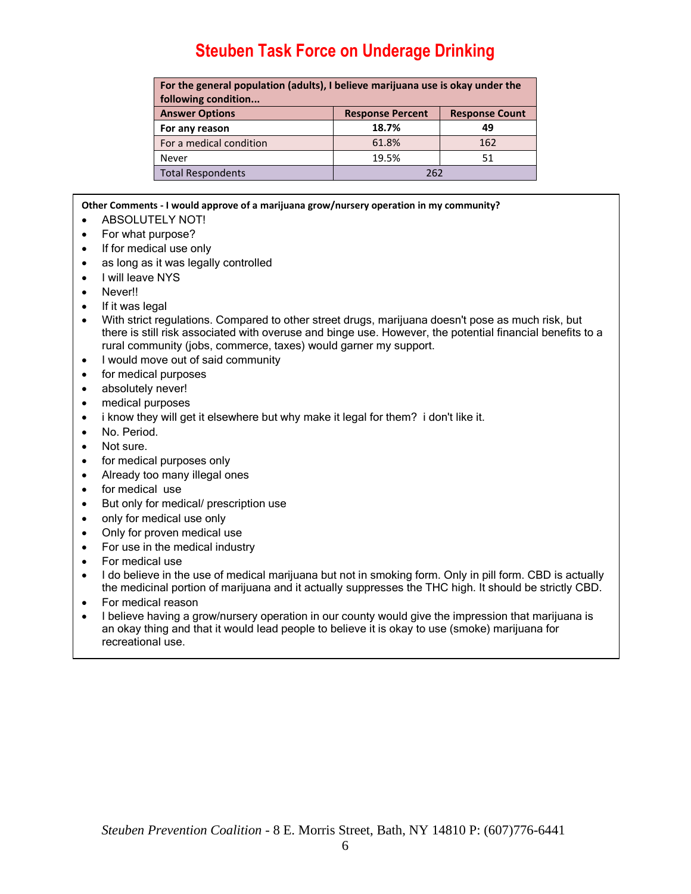# Steuben Task Force on Underage Drinking

| For the general population (adults), I believe marijuana use is okay under the following condition... | | |
|---|---|---|
| **Answer Options** | **Response Percent** | **Response Count** |
| **For any reason** | **18.7%** | **49** |
| For a medical condition | 61.8% | 162 |
| Never | 19.5% | 51 |
| Total Respondents | 262 | |

**Other Comments - I would approve of a marijuana grow/nursery operation in my community?**

- ABSOLUTELY NOT!
- For what purpose?
- If for medical use only
- as long as it was legally controlled
- I will leave NYS
- Never!!
- If it was legal
- With strict regulations. Compared to other street drugs, marijuana doesn't pose as much risk, but there is still risk associated with overuse and binge use. However, the potential financial benefits to a rural community (jobs, commerce, taxes) would garner my support.
- I would move out of said community
- for medical purposes
- absolutely never!
- medical purposes
- i know they will get it elsewhere but why make it legal for them? i don't like it.
- No. Period.
- Not sure.
- for medical purposes only
- Already too many illegal ones
- for medical use
- But only for medical/ prescription use
- only for medical use only
- Only for proven medical use
- For use in the medical industry
- For medical use
- I do believe in the use of medical marijuana but not in smoking form. Only in pill form. CBD is actually the medicinal portion of marijuana and it actually suppresses the THC high. It should be strictly CBD.
- For medical reason
- I believe having a grow/nursery operation in our county would give the impression that marijuana is an okay thing and that it would lead people to believe it is okay to use (smoke) marijuana for recreational use.

*Steuben Prevention Coalition* - 8 E. Morris Street, Bath, NY 14810 P: (607)776-6441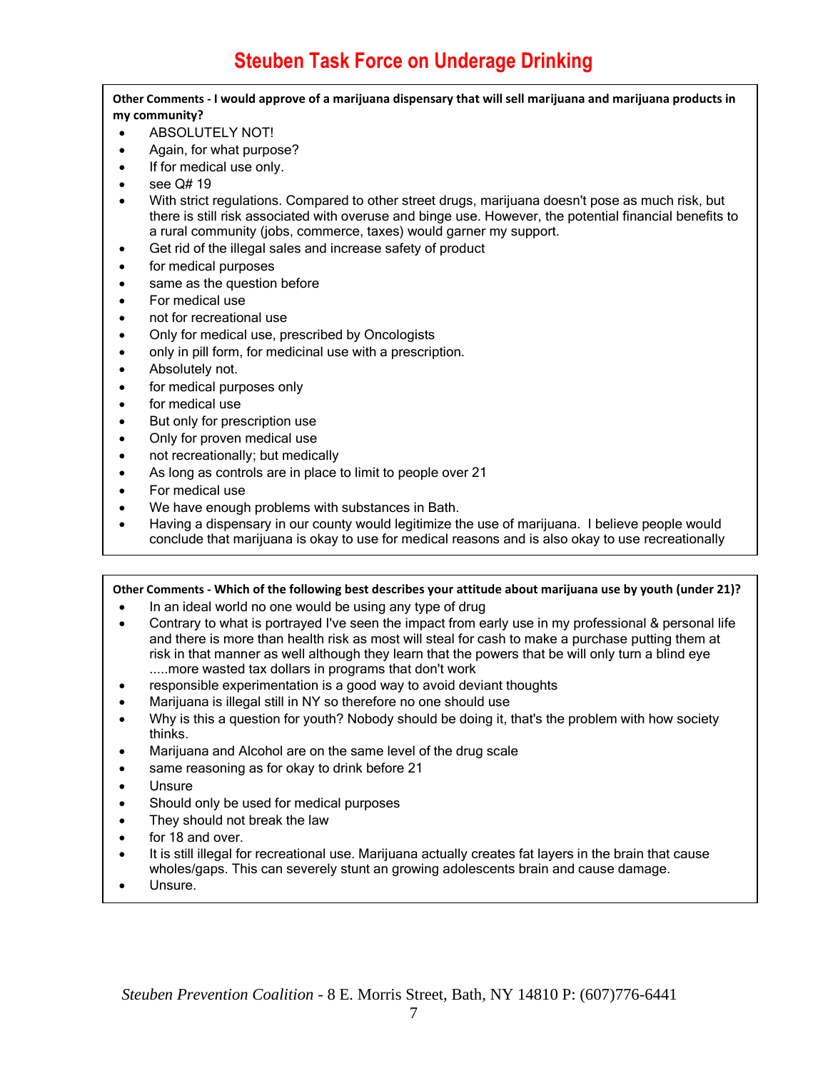## Steuben Task Force on Underage Drinking

**Other Comments - I would approve of a marijuana dispensary that will sell marijuana and marijuana products in my community?**

- ABSOLUTELY NOT!
- Again, for what purpose?
- If for medical use only.
- see Q# 19
- With strict regulations. Compared to other street drugs, marijuana doesn't pose as much risk, but there is still risk associated with overuse and binge use. However, the potential financial benefits to a rural community (jobs, commerce, taxes) would garner my support.
- Get rid of the illegal sales and increase safety of product
- for medical purposes
- same as the question before
- For medical use
- not for recreational use
- Only for medical use, prescribed by Oncologists
- only in pill form, for medicinal use with a prescription.
- Absolutely not.
- for medical purposes only
- for medical use
- But only for prescription use
- Only for proven medical use
- not recreationally; but medically
- As long as controls are in place to limit to people over 21
- For medical use
- We have enough problems with substances in Bath.
- Having a dispensary in our county would legitimize the use of marijuana. I believe people would conclude that marijuana is okay to use for medical reasons and is also okay to use recreationally

**Other Comments - Which of the following best describes your attitude about marijuana use by youth (under 21)?**

- In an ideal world no one would be using any type of drug
- Contrary to what is portrayed I've seen the impact from early use in my professional & personal life and there is more than health risk as most will steal for cash to make a purchase putting them at risk in that manner as well although they learn that the powers that be will only turn a blind eye .....more wasted tax dollars in programs that don't work
- responsible experimentation is a good way to avoid deviant thoughts
- Marijuana is illegal still in NY so therefore no one should use
- Why is this a question for youth? Nobody should be doing it, that's the problem with how society thinks.
- Marijuana and Alcohol are on the same level of the drug scale
- same reasoning as for okay to drink before 21
- Unsure
- Should only be used for medical purposes
- They should not break the law
- for 18 and over.
- It is still illegal for recreational use. Marijuana actually creates fat layers in the brain that cause wholes/gaps. This can severely stunt an growing adolescents brain and cause damage.
- Unsure.

*Steuben Prevention Coalition* - 8 E. Morris Street, Bath, NY 14810 P: (607)776-6441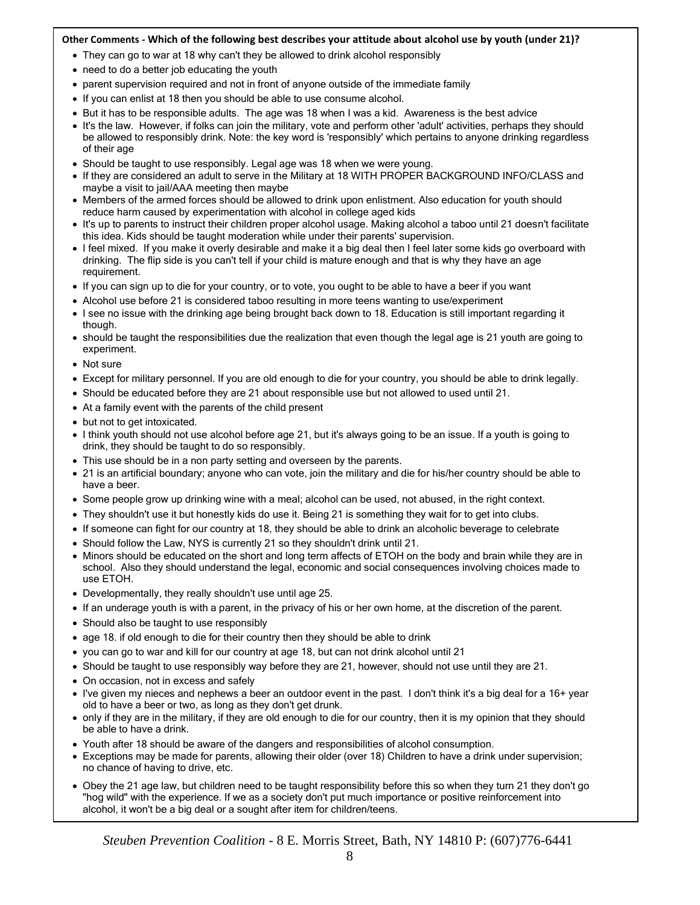**Other Comments - Which of the following best describes your attitude about alcohol use by youth (under 21)?**

- They can go to war at 18 why can't they be allowed to drink alcohol responsibly
- need to do a better job educating the youth
- parent supervision required and not in front of anyone outside of the immediate family
- If you can enlist at 18 then you should be able to use consume alcohol.
- But it has to be responsible adults. The age was 18 when I was a kid. Awareness is the best advice
- It's the law. However, if folks can join the military, vote and perform other 'adult' activities, perhaps they should be allowed to responsibly drink. Note: the key word is 'responsibly' which pertains to anyone drinking regardless of their age
- Should be taught to use responsibly. Legal age was 18 when we were young.
- If they are considered an adult to serve in the Military at 18 WITH PROPER BACKGROUND INFO/CLASS and maybe a visit to jail/AAA meeting then maybe
- Members of the armed forces should be allowed to drink upon enlistment. Also education for youth should reduce harm caused by experimentation with alcohol in college aged kids
- It's up to parents to instruct their children proper alcohol usage. Making alcohol a taboo until 21 doesn't facilitate this idea. Kids should be taught moderation while under their parents' supervision.
- I feel mixed. If you make it overly desirable and make it a big deal then I feel later some kids go overboard with drinking. The flip side is you can't tell if your child is mature enough and that is why they have an age requirement.
- If you can sign up to die for your country, or to vote, you ought to be able to have a beer if you want
- Alcohol use before 21 is considered taboo resulting in more teens wanting to use/experiment
- I see no issue with the drinking age being brought back down to 18. Education is still important regarding it though.
- should be taught the responsibilities due the realization that even though the legal age is 21 youth are going to experiment.
- Not sure
- Except for military personnel. If you are old enough to die for your country, you should be able to drink legally.
- Should be educated before they are 21 about responsible use but not allowed to used until 21.
- At a family event with the parents of the child present
- but not to get intoxicated.
- I think youth should not use alcohol before age 21, but it's always going to be an issue. If a youth is going to drink, they should be taught to do so responsibly.
- This use should be in a non party setting and overseen by the parents.
- 21 is an artificial boundary; anyone who can vote, join the military and die for his/her country should be able to have a beer.
- Some people grow up drinking wine with a meal; alcohol can be used, not abused, in the right context.
- They shouldn't use it but honestly kids do use it. Being 21 is something they wait for to get into clubs.
- If someone can fight for our country at 18, they should be able to drink an alcoholic beverage to celebrate
- Should follow the Law, NYS is currently 21 so they shouldn't drink until 21.
- Minors should be educated on the short and long term affects of ETOH on the body and brain while they are in school. Also they should understand the legal, economic and social consequences involving choices made to use ETOH.
- Developmentally, they really shouldn't use until age 25.
- If an underage youth is with a parent, in the privacy of his or her own home, at the discretion of the parent.
- Should also be taught to use responsibly
- age 18. if old enough to die for their country then they should be able to drink
- you can go to war and kill for our country at age 18, but can not drink alcohol until 21
- Should be taught to use responsibly way before they are 21, however, should not use until they are 21.
- On occasion, not in excess and safely
- I've given my nieces and nephews a beer an outdoor event in the past. I don't think it's a big deal for a 16+ year old to have a beer or two, as long as they don't get drunk.
- only if they are in the military, if they are old enough to die for our country, then it is my opinion that they should be able to have a drink.
- Youth after 18 should be aware of the dangers and responsibilities of alcohol consumption.
- Exceptions may be made for parents, allowing their older (over 18) Children to have a drink under supervision; no chance of having to drive, etc.
- Obey the 21 age law, but children need to be taught responsibility before this so when they turn 21 they don't go "hog wild" with the experience. If we as a society don't put much importance or positive reinforcement into alcohol, it won't be a big deal or a sought after item for children/teens.

*Steuben Prevention Coalition* - 8 E. Morris Street, Bath, NY 14810 P: (607)776-6441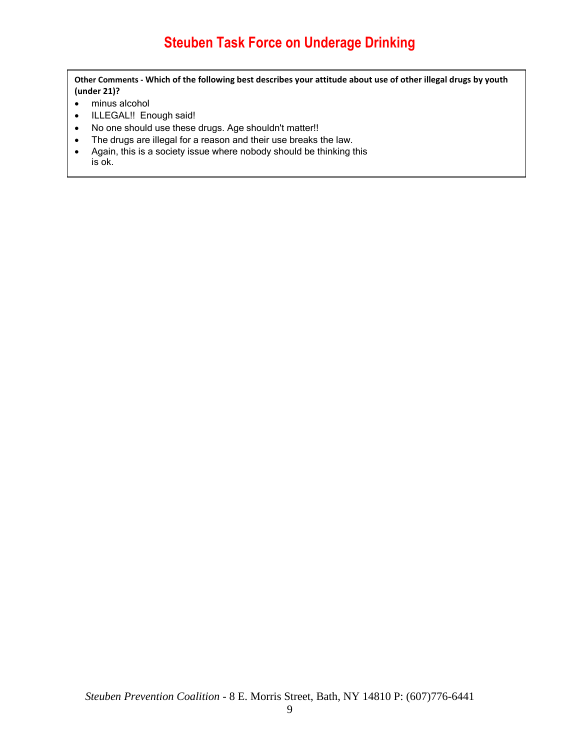**Other Comments - Which of the following best describes your attitude about use of other illegal drugs by youth (under 21)?**

- minus alcohol
- ILLEGAL!! Enough said!
- No one should use these drugs. Age shouldn't matter!!
- The drugs are illegal for a reason and their use breaks the law.
- Again, this is a society issue where nobody should be thinking this is ok.